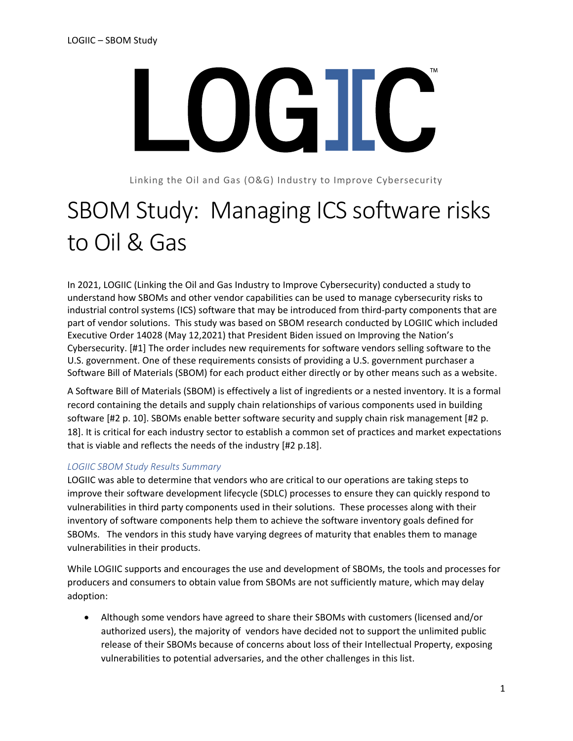# LOGIIC™

Linking the Oil and Gas (O&G) Industry to Improve Cybersecurity

# SBOM Study: Managing ICS software risks to Oil & Gas

In 2021, LOGIIC (Linking the Oil and Gas Industry to Improve Cybersecurity) conducted a study to understand how SBOMs and other vendor capabilities can be used to manage cybersecurity risks to industrial control systems (ICS) software that may be introduced from third-party components that are part of vendor solutions. This study was based on SBOM research conducted by LOGIIC which included Executive Order 14028 (May 12,2021) that President Biden issued on Improving the Nation's Cybersecurity. [#1] The order includes new requirements for software vendors selling software to the U.S. government. One of these requirements consists of providing a U.S. government purchaser a Software Bill of Materials (SBOM) for each product either directly or by other means such as a website.

A Software Bill of Materials (SBOM) is effectively a list of ingredients or a nested inventory. It is a formal record containing the details and supply chain relationships of various components used in building software [#2 p. 10]. SBOMs enable better software security and supply chain risk management [#2 p. 18]. It is critical for each industry sector to establish a common set of practices and market expectations that is viable and reflects the needs of the industry [#2 p.18].

### *LOGIIC SBOM Study Results Summary*

LOGIIC was able to determine that vendors who are critical to our operations are taking steps to improve their software development lifecycle (SDLC) processes to ensure they can quickly respond to vulnerabilities in third party components used in their solutions. These processes along with their inventory of software components help them to achieve the software inventory goals defined for SBOMs. The vendors in this study have varying degrees of maturity that enables them to manage vulnerabilities in their products.

While LOGIIC supports and encourages the use and development of SBOMs, the tools and processes for producers and consumers to obtain value from SBOMs are not sufficiently mature, which may delay adoption:

- Although some vendors have agreed to share their SBOMs with customers (licensed and/or authorized users), the majority of vendors have decided not to support the unlimited public release of their SBOMs because of concerns about loss of their Intellectual Property, exposing vulnerabilities to potential adversaries, and the other challenges in this list.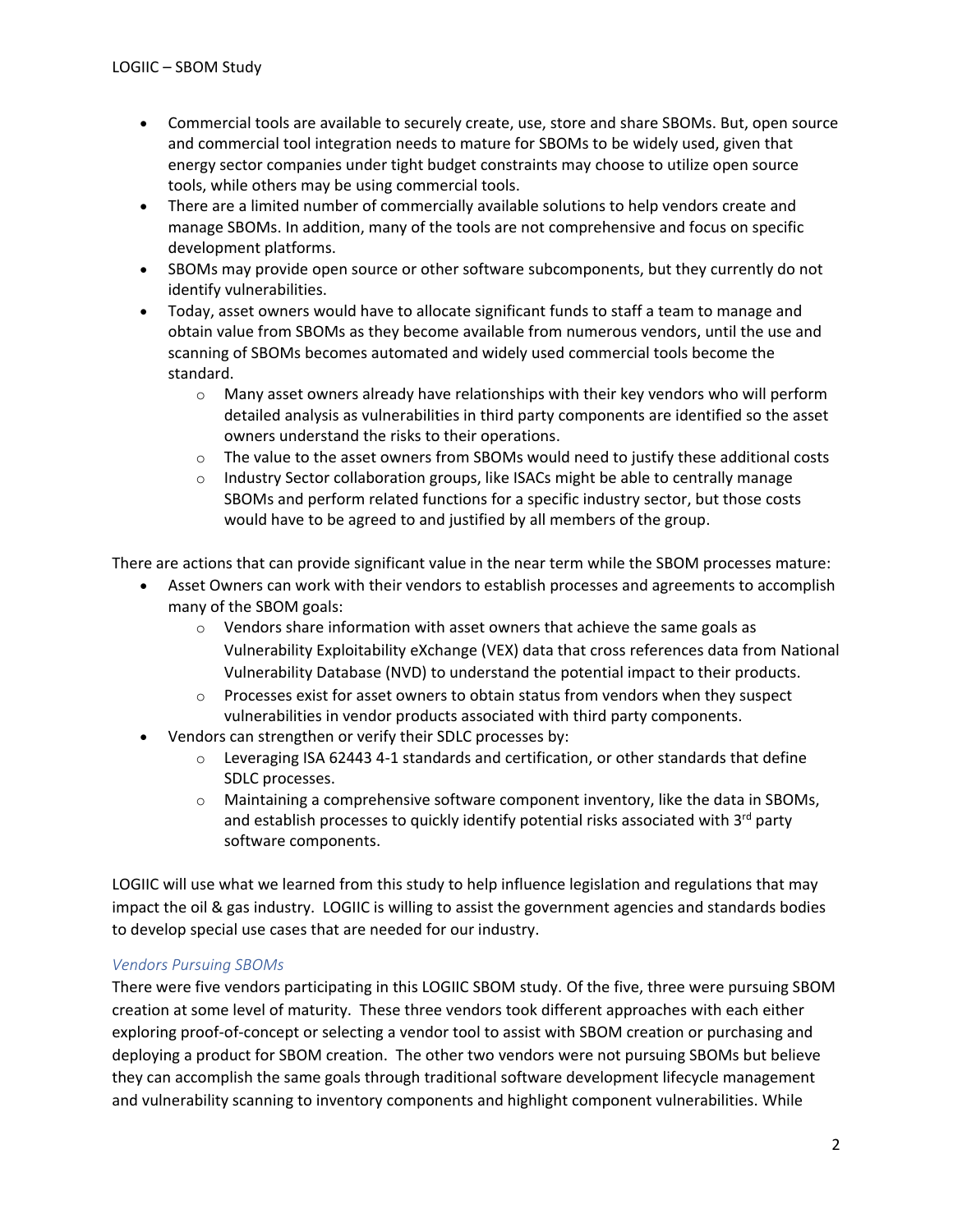- Commercial tools are available to securely create, use, store and share SBOMs. But, open source and commercial tool integration needs to mature for SBOMs to be widely used, given that energy sector companies under tight budget constraints may choose to utilize open source tools, while others may be using commercial tools.
- There are a limited number of commercially available solutions to help vendors create and manage SBOMs. In addition, many of the tools are not comprehensive and focus on specific development platforms.
- SBOMs may provide open source or other software subcomponents, but they currently do not identify vulnerabilities.
- Today, asset owners would have to allocate significant funds to staff a team to manage and obtain value from SBOMs as they become available from numerous vendors, until the use and scanning of SBOMs becomes automated and widely used commercial tools become the standard.
    - Many asset owners already have relationships with their key vendors who will perform detailed analysis as vulnerabilities in third party components are identified so the asset owners understand the risks to their operations.
    - The value to the asset owners from SBOMs would need to justify these additional costs
    - Industry Sector collaboration groups, like ISACs might be able to centrally manage SBOMs and perform related functions for a specific industry sector, but those costs would have to be agreed to and justified by all members of the group.

There are actions that can provide significant value in the near term while the SBOM processes mature:

- Asset Owners can work with their vendors to establish processes and agreements to accomplish many of the SBOM goals:
    - Vendors share information with asset owners that achieve the same goals as Vulnerability Exploitability eXchange (VEX) data that cross references data from National Vulnerability Database (NVD) to understand the potential impact to their products.
    - Processes exist for asset owners to obtain status from vendors when they suspect vulnerabilities in vendor products associated with third party components.
- Vendors can strengthen or verify their SDLC processes by:
    - Leveraging ISA 62443 4-1 standards and certification, or other standards that define SDLC processes.
    - Maintaining a comprehensive software component inventory, like the data in SBOMs, and establish processes to quickly identify potential risks associated with 3rd party software components.

LOGIIC will use what we learned from this study to help influence legislation and regulations that may impact the oil & gas industry. LOGIIC is willing to assist the government agencies and standards bodies to develop special use cases that are needed for our industry.

### *Vendors Pursuing SBOMs*

There were five vendors participating in this LOGIIC SBOM study. Of the five, three were pursuing SBOM creation at some level of maturity. These three vendors took different approaches with each either exploring proof-of-concept or selecting a vendor tool to assist with SBOM creation or purchasing and deploying a product for SBOM creation. The other two vendors were not pursuing SBOMs but believe they can accomplish the same goals through traditional software development lifecycle management and vulnerability scanning to inventory components and highlight component vulnerabilities. While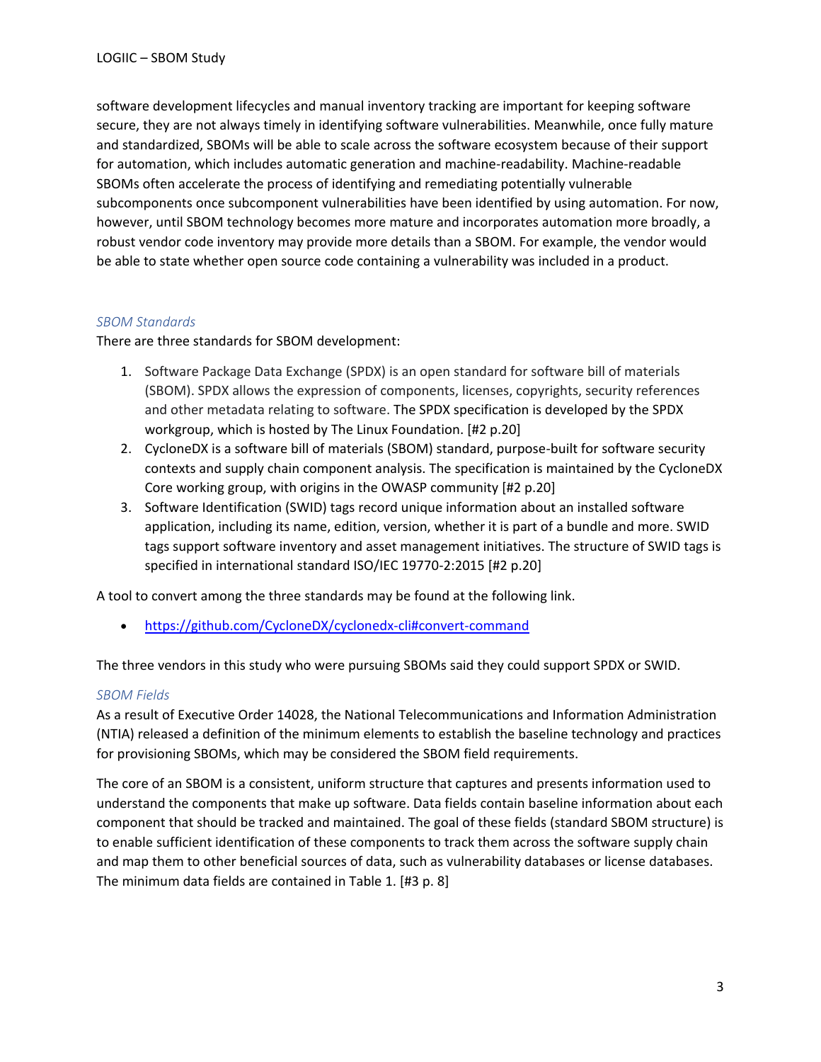software development lifecycles and manual inventory tracking are important for keeping software secure, they are not always timely in identifying software vulnerabilities. Meanwhile, once fully mature and standardized, SBOMs will be able to scale across the software ecosystem because of their support for automation, which includes automatic generation and machine-readability. Machine-readable SBOMs often accelerate the process of identifying and remediating potentially vulnerable subcomponents once subcomponent vulnerabilities have been identified by using automation. For now, however, until SBOM technology becomes more mature and incorporates automation more broadly, a robust vendor code inventory may provide more details than a SBOM. For example, the vendor would be able to state whether open source code containing a vulnerability was included in a product.

### *SBOM Standards*

There are three standards for SBOM development:

1. Software Package Data Exchange (SPDX) is an open standard for software bill of materials (SBOM). SPDX allows the expression of components, licenses, copyrights, security references and other metadata relating to software. The SPDX specification is developed by the SPDX workgroup, which is hosted by The Linux Foundation. [#2 p.20]
2. CycloneDX is a software bill of materials (SBOM) standard, purpose-built for software security contexts and supply chain component analysis. The specification is maintained by the CycloneDX Core working group, with origins in the OWASP community [#2 p.20]
3. Software Identification (SWID) tags record unique information about an installed software application, including its name, edition, version, whether it is part of a bundle and more. SWID tags support software inventory and asset management initiatives. The structure of SWID tags is specified in international standard ISO/IEC 19770-2:2015 [#2 p.20]

A tool to convert among the three standards may be found at the following link.

- https://github.com/CycloneDX/cyclonedx-cli#convert-command

The three vendors in this study who were pursuing SBOMs said they could support SPDX or SWID.

### *SBOM Fields*

As a result of Executive Order 14028, the National Telecommunications and Information Administration (NTIA) released a definition of the minimum elements to establish the baseline technology and practices for provisioning SBOMs, which may be considered the SBOM field requirements.

The core of an SBOM is a consistent, uniform structure that captures and presents information used to understand the components that make up software. Data fields contain baseline information about each component that should be tracked and maintained. The goal of these fields (standard SBOM structure) is to enable sufficient identification of these components to track them across the software supply chain and map them to other beneficial sources of data, such as vulnerability databases or license databases. The minimum data fields are contained in Table 1. [#3 p. 8]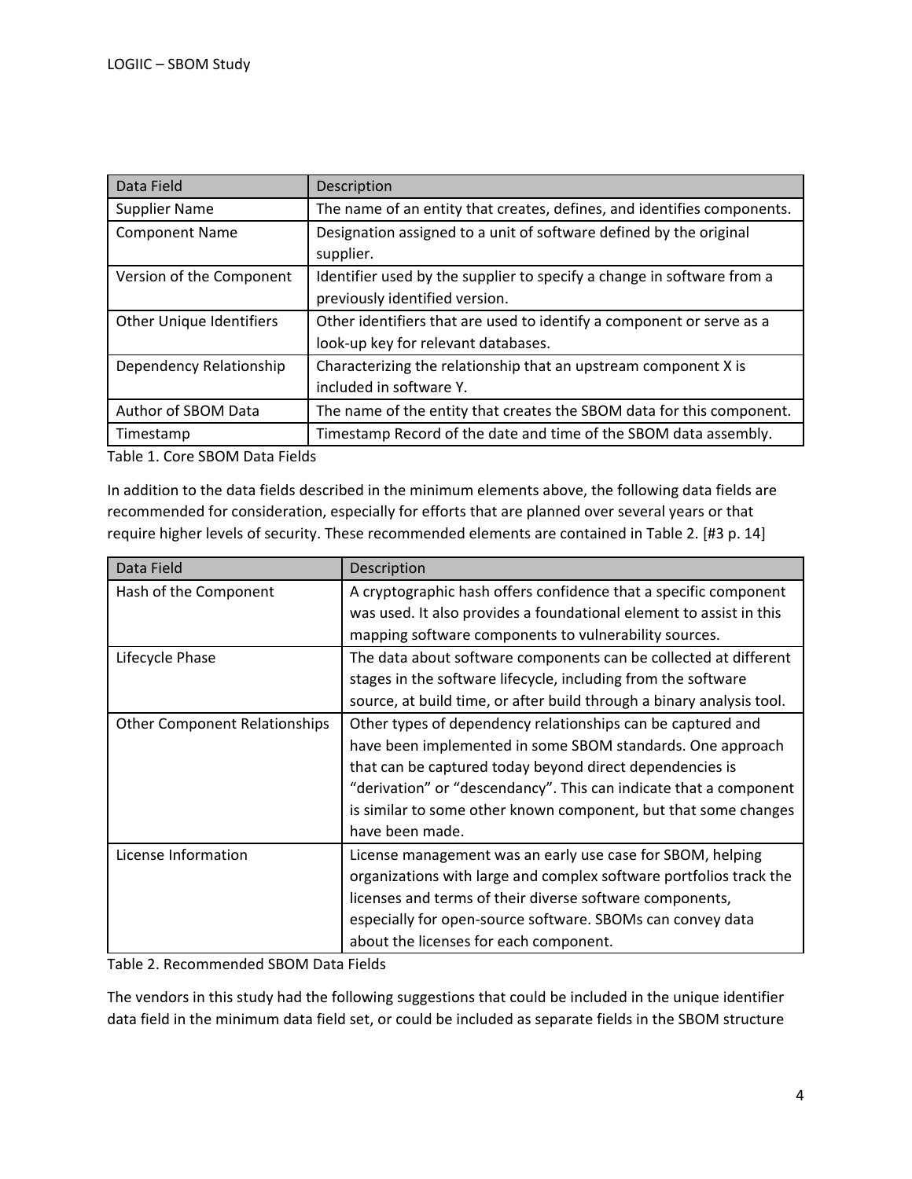| Data Field | Description |
| --- | --- |
| Supplier Name | The name of an entity that creates, defines, and identifies components. |
| Component Name | Designation assigned to a unit of software defined by the original supplier. |
| Version of the Component | Identifier used by the supplier to specify a change in software from a previously identified version. |
| Other Unique Identifiers | Other identifiers that are used to identify a component or serve as a look-up key for relevant databases. |
| Dependency Relationship | Characterizing the relationship that an upstream component X is included in software Y. |
| Author of SBOM Data | The name of the entity that creates the SBOM data for this component. |
| Timestamp | Timestamp Record of the date and time of the SBOM data assembly. |

Table 1. Core SBOM Data Fields

In addition to the data fields described in the minimum elements above, the following data fields are recommended for consideration, especially for efforts that are planned over several years or that require higher levels of security. These recommended elements are contained in Table 2. [#3 p. 14]

| Data Field | Description |
| --- | --- |
| Hash of the Component | A cryptographic hash offers confidence that a specific component was used. It also provides a foundational element to assist in this mapping software components to vulnerability sources. |
| Lifecycle Phase | The data about software components can be collected at different stages in the software lifecycle, including from the software source, at build time, or after build through a binary analysis tool. |
| Other Component Relationships | Other types of dependency relationships can be captured and have been implemented in some SBOM standards. One approach that can be captured today beyond direct dependencies is "derivation" or "descendancy". This can indicate that a component is similar to some other known component, but that some changes have been made. |
| License Information | License management was an early use case for SBOM, helping organizations with large and complex software portfolios track the licenses and terms of their diverse software components, especially for open-source software. SBOMs can convey data about the licenses for each component. |

Table 2. Recommended SBOM Data Fields

The vendors in this study had the following suggestions that could be included in the unique identifier data field in the minimum data field set, or could be included as separate fields in the SBOM structure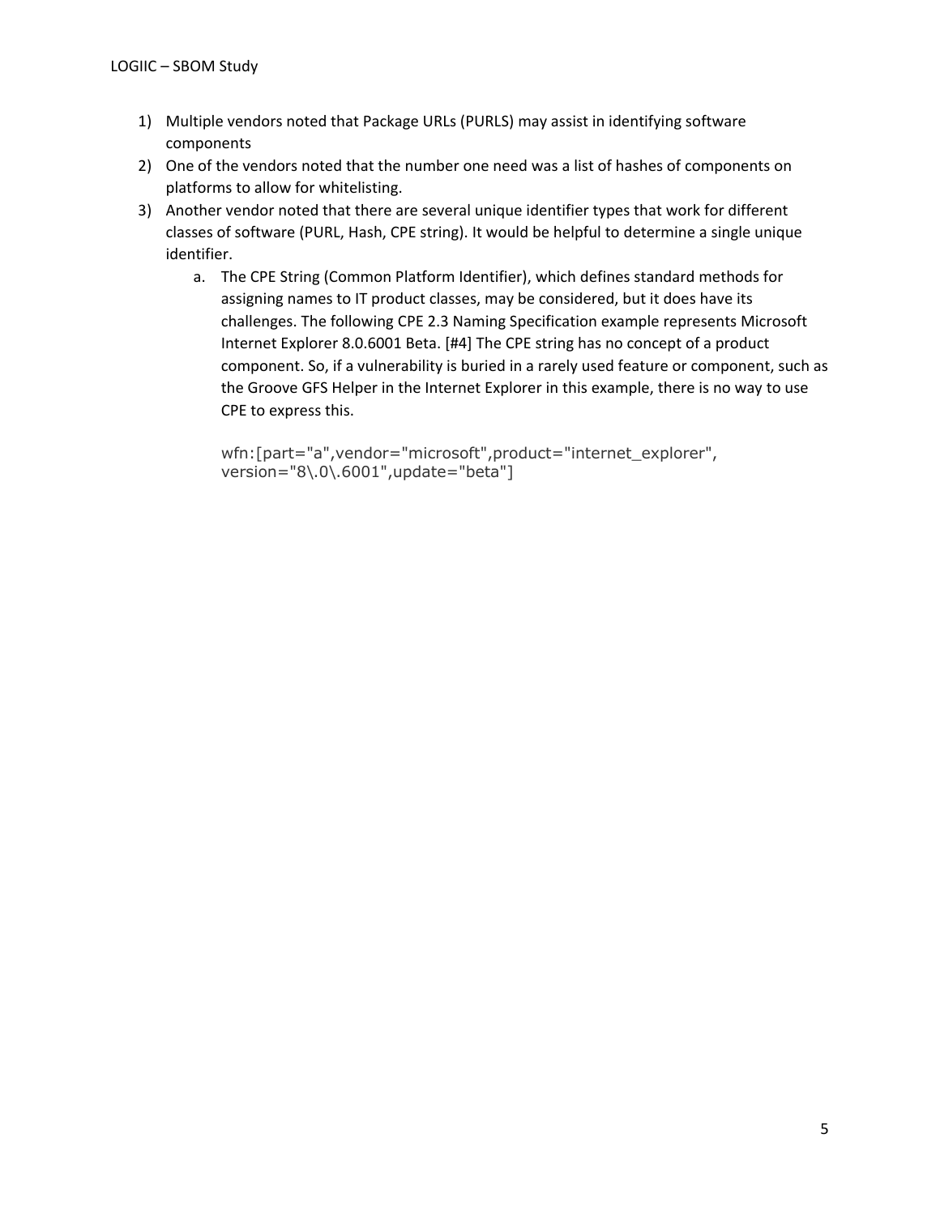1) Multiple vendors noted that Package URLs (PURLS) may assist in identifying software components
2) One of the vendors noted that the number one need was a list of hashes of components on platforms to allow for whitelisting.
3) Another vendor noted that there are several unique identifier types that work for different classes of software (PURL, Hash, CPE string). It would be helpful to determine a single unique identifier.
   a. The CPE String (Common Platform Identifier), which defines standard methods for assigning names to IT product classes, may be considered, but it does have its challenges. The following CPE 2.3 Naming Specification example represents Microsoft Internet Explorer 8.0.6001 Beta. [#4] The CPE string has no concept of a product component. So, if a vulnerability is buried in a rarely used feature or component, such as the Groove GFS Helper in the Internet Explorer in this example, there is no way to use CPE to express this.

      ```
      wfn:[part="a",vendor="microsoft",product="internet_explorer",
      version="8\.0\.6001",update="beta"]
      ```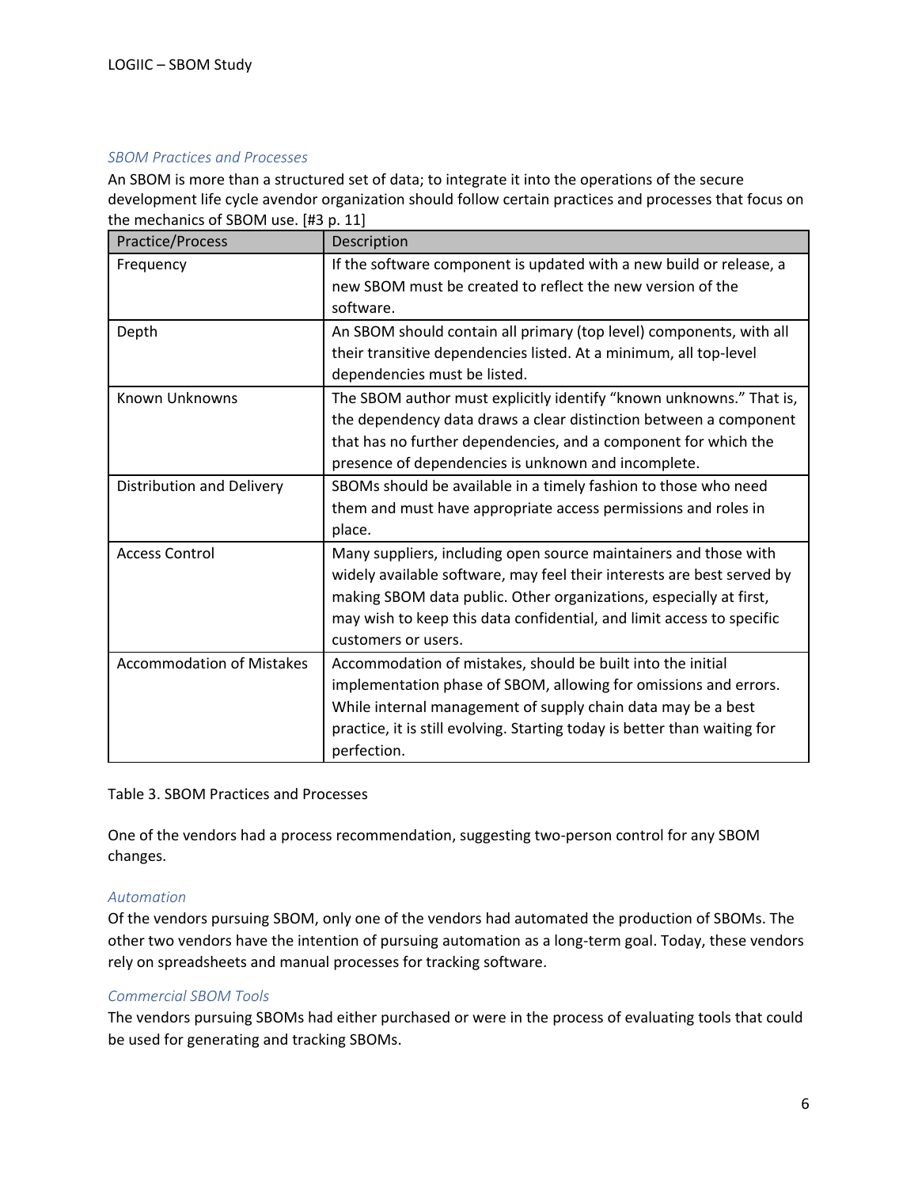### *SBOM Practices and Processes*

An SBOM is more than a structured set of data; to integrate it into the operations of the secure development life cycle avendor organization should follow certain practices and processes that focus on the mechanics of SBOM use. [#3 p. 11]

| Practice/Process | Description |
| --- | --- |
| Frequency | If the software component is updated with a new build or release, a new SBOM must be created to reflect the new version of the software. |
| Depth | An SBOM should contain all primary (top level) components, with all their transitive dependencies listed. At a minimum, all top-level dependencies must be listed. |
| Known Unknowns | The SBOM author must explicitly identify "known unknowns." That is, the dependency data draws a clear distinction between a component that has no further dependencies, and a component for which the presence of dependencies is unknown and incomplete. |
| Distribution and Delivery | SBOMs should be available in a timely fashion to those who need them and must have appropriate access permissions and roles in place. |
| Access Control | Many suppliers, including open source maintainers and those with widely available software, may feel their interests are best served by making SBOM data public. Other organizations, especially at first, may wish to keep this data confidential, and limit access to specific customers or users. |
| Accommodation of Mistakes | Accommodation of mistakes, should be built into the initial implementation phase of SBOM, allowing for omissions and errors. While internal management of supply chain data may be a best practice, it is still evolving. Starting today is better than waiting for perfection. |

Table 3. SBOM Practices and Processes

One of the vendors had a process recommendation, suggesting two-person control for any SBOM changes.

### *Automation*

Of the vendors pursuing SBOM, only one of the vendors had automated the production of SBOMs. The other two vendors have the intention of pursuing automation as a long-term goal. Today, these vendors rely on spreadsheets and manual processes for tracking software.

### *Commercial SBOM Tools*

The vendors pursuing SBOMs had either purchased or were in the process of evaluating tools that could be used for generating and tracking SBOMs.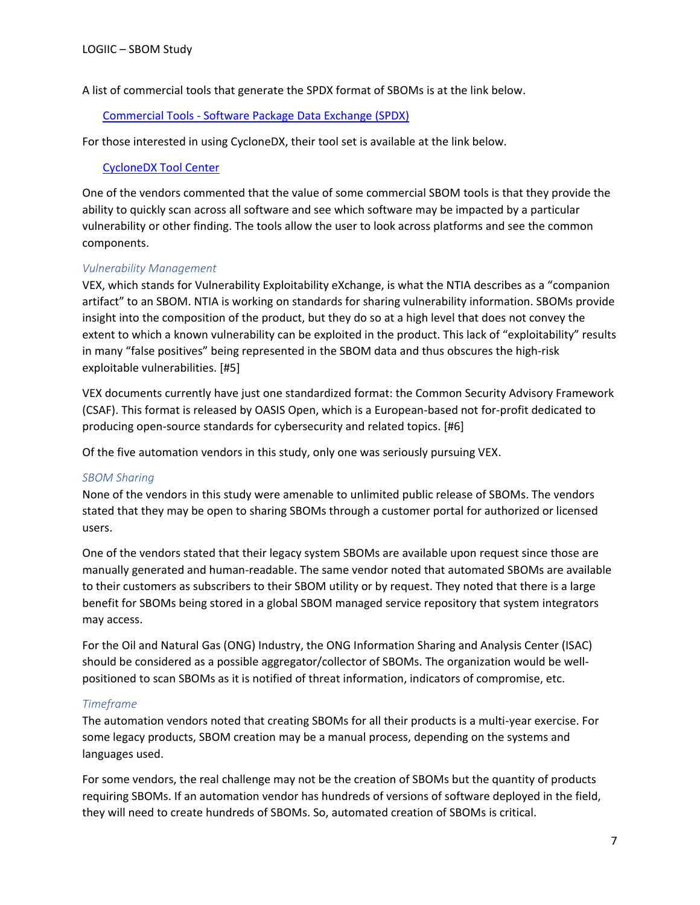A list of commercial tools that generate the SPDX format of SBOMs is at the link below.

[Commercial Tools - Software Package Data Exchange (SPDX)]()

For those interested in using CycloneDX, their tool set is available at the link below.

[CycloneDX Tool Center]()

One of the vendors commented that the value of some commercial SBOM tools is that they provide the ability to quickly scan across all software and see which software may be impacted by a particular vulnerability or other finding. The tools allow the user to look across platforms and see the common components.

### *Vulnerability Management*

VEX, which stands for Vulnerability Exploitability eXchange, is what the NTIA describes as a "companion artifact" to an SBOM. NTIA is working on standards for sharing vulnerability information. SBOMs provide insight into the composition of the product, but they do so at a high level that does not convey the extent to which a known vulnerability can be exploited in the product. This lack of "exploitability" results in many "false positives" being represented in the SBOM data and thus obscures the high-risk exploitable vulnerabilities. [#5]

VEX documents currently have just one standardized format: the Common Security Advisory Framework (CSAF). This format is released by OASIS Open, which is a European-based not for-profit dedicated to producing open-source standards for cybersecurity and related topics. [#6]

Of the five automation vendors in this study, only one was seriously pursuing VEX.

### *SBOM Sharing*

None of the vendors in this study were amenable to unlimited public release of SBOMs. The vendors stated that they may be open to sharing SBOMs through a customer portal for authorized or licensed users.

One of the vendors stated that their legacy system SBOMs are available upon request since those are manually generated and human-readable. The same vendor noted that automated SBOMs are available to their customers as subscribers to their SBOM utility or by request. They noted that there is a large benefit for SBOMs being stored in a global SBOM managed service repository that system integrators may access.

For the Oil and Natural Gas (ONG) Industry, the ONG Information Sharing and Analysis Center (ISAC) should be considered as a possible aggregator/collector of SBOMs. The organization would be well-positioned to scan SBOMs as it is notified of threat information, indicators of compromise, etc.

### *Timeframe*

The automation vendors noted that creating SBOMs for all their products is a multi-year exercise. For some legacy products, SBOM creation may be a manual process, depending on the systems and languages used.

For some vendors, the real challenge may not be the creation of SBOMs but the quantity of products requiring SBOMs. If an automation vendor has hundreds of versions of software deployed in the field, they will need to create hundreds of SBOMs. So, automated creation of SBOMs is critical.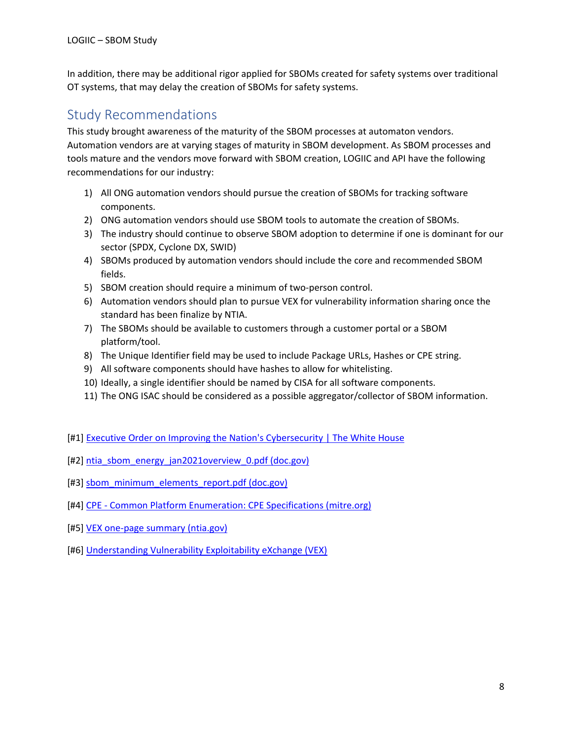In addition, there may be additional rigor applied for SBOMs created for safety systems over traditional OT systems, that may delay the creation of SBOMs for safety systems.

## Study Recommendations

This study brought awareness of the maturity of the SBOM processes at automaton vendors. Automation vendors are at varying stages of maturity in SBOM development. As SBOM processes and tools mature and the vendors move forward with SBOM creation, LOGIIC and API have the following recommendations for our industry:

1) All ONG automation vendors should pursue the creation of SBOMs for tracking software components.
2) ONG automation vendors should use SBOM tools to automate the creation of SBOMs.
3) The industry should continue to observe SBOM adoption to determine if one is dominant for our sector (SPDX, Cyclone DX, SWID)
4) SBOMs produced by automation vendors should include the core and recommended SBOM fields.
5) SBOM creation should require a minimum of two-person control.
6) Automation vendors should plan to pursue VEX for vulnerability information sharing once the standard has been finalize by NTIA.
7) The SBOMs should be available to customers through a customer portal or a SBOM platform/tool.
8) The Unique Identifier field may be used to include Package URLs, Hashes or CPE string.
9) All software components should have hashes to allow for whitelisting.
10) Ideally, a single identifier should be named by CISA for all software components.
11) The ONG ISAC should be considered as a possible aggregator/collector of SBOM information.

[#1] Executive Order on Improving the Nation's Cybersecurity | The White House

[#2] ntia_sbom_energy_jan2021overview_0.pdf (doc.gov)

[#3] sbom_minimum_elements_report.pdf (doc.gov)

[#4] CPE - Common Platform Enumeration: CPE Specifications (mitre.org)

[#5] VEX one-page summary (ntia.gov)

[#6] Understanding Vulnerability Exploitability eXchange (VEX)